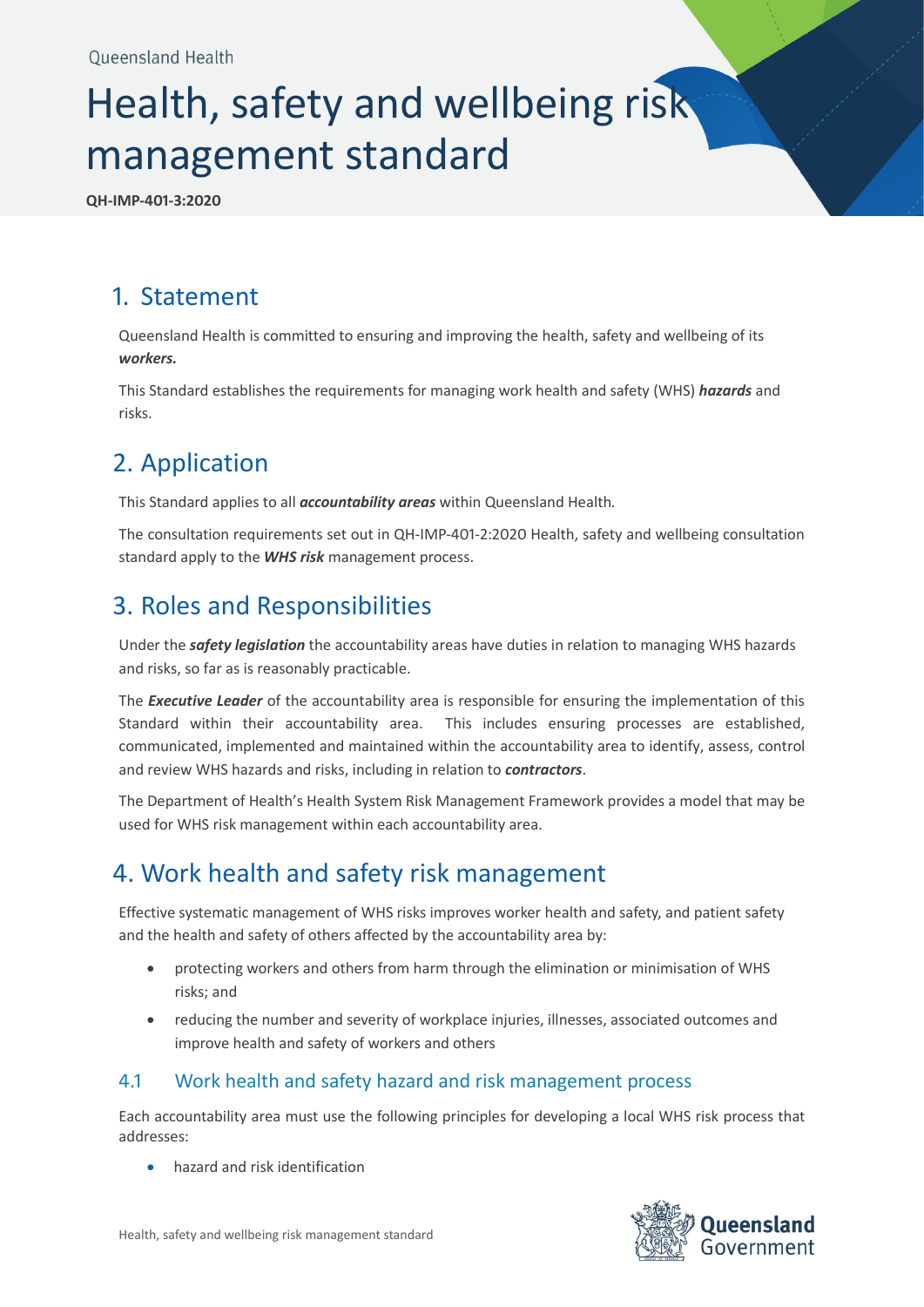Queensland Health

# Health, safety and wellbeing risk management standard

**QH-IMP-401-3:2020**

## 1. Statement

Queensland Health is committed to ensuring and improving the health, safety and wellbeing of its ***workers.***

This Standard establishes the requirements for managing work health and safety (WHS) ***hazards*** and risks.

## 2. Application

This Standard applies to all ***accountability areas*** within Queensland Health.

The consultation requirements set out in QH-IMP-401-2:2020 Health, safety and wellbeing consultation standard apply to the ***WHS risk*** management process.

## 3. Roles and Responsibilities

Under the ***safety legislation*** the accountability areas have duties in relation to managing WHS hazards and risks, so far as is reasonably practicable.

The ***Executive Leader*** of the accountability area is responsible for ensuring the implementation of this Standard within their accountability area. This includes ensuring processes are established, communicated, implemented and maintained within the accountability area to identify, assess, control and review WHS hazards and risks, including in relation to ***contractors***.

The Department of Health's Health System Risk Management Framework provides a model that may be used for WHS risk management within each accountability area.

## 4. Work health and safety risk management

Effective systematic management of WHS risks improves worker health and safety, and patient safety and the health and safety of others affected by the accountability area by:

- protecting workers and others from harm through the elimination or minimisation of WHS risks; and
- reducing the number and severity of workplace injuries, illnesses, associated outcomes and improve health and safety of workers and others

### 4.1 Work health and safety hazard and risk management process

Each accountability area must use the following principles for developing a local WHS risk process that addresses:

- hazard and risk identification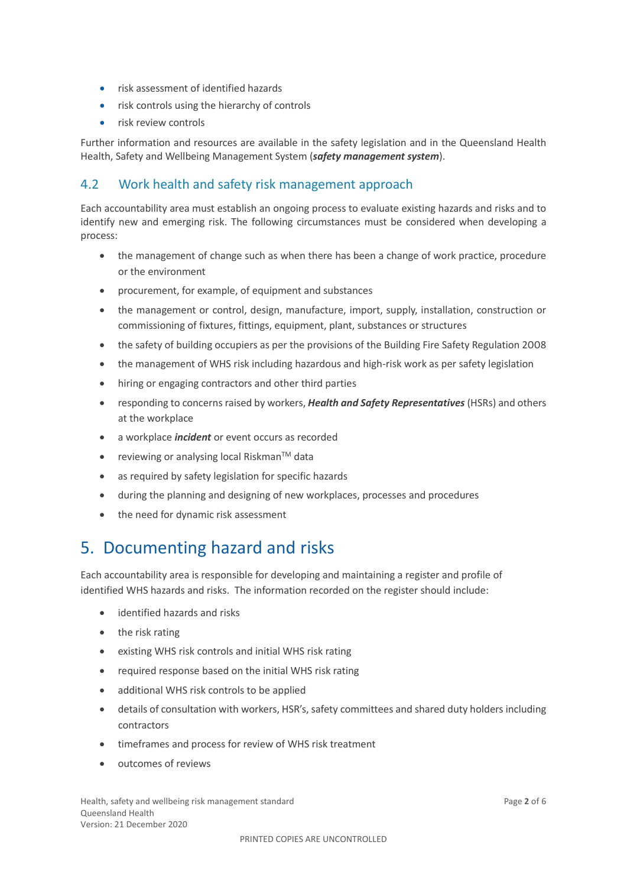- risk assessment of identified hazards
- risk controls using the hierarchy of controls
- risk review controls

Further information and resources are available in the safety legislation and in the Queensland Health Health, Safety and Wellbeing Management System (***safety management system***).

## 4.2 Work health and safety risk management approach

Each accountability area must establish an ongoing process to evaluate existing hazards and risks and to identify new and emerging risk. The following circumstances must be considered when developing a process:

- the management of change such as when there has been a change of work practice, procedure or the environment
- procurement, for example, of equipment and substances
- the management or control, design, manufacture, import, supply, installation, construction or commissioning of fixtures, fittings, equipment, plant, substances or structures
- the safety of building occupiers as per the provisions of the Building Fire Safety Regulation 2008
- the management of WHS risk including hazardous and high-risk work as per safety legislation
- hiring or engaging contractors and other third parties
- responding to concerns raised by workers, ***Health and Safety Representatives*** (HSRs) and others at the workplace
- a workplace ***incident*** or event occurs as recorded
- reviewing or analysing local Riskman™ data
- as required by safety legislation for specific hazards
- during the planning and designing of new workplaces, processes and procedures
- the need for dynamic risk assessment

# 5. Documenting hazard and risks

Each accountability area is responsible for developing and maintaining a register and profile of identified WHS hazards and risks. The information recorded on the register should include:

- identified hazards and risks
- the risk rating
- existing WHS risk controls and initial WHS risk rating
- required response based on the initial WHS risk rating
- additional WHS risk controls to be applied
- details of consultation with workers, HSR's, safety committees and shared duty holders including contractors
- timeframes and process for review of WHS risk treatment
- outcomes of reviews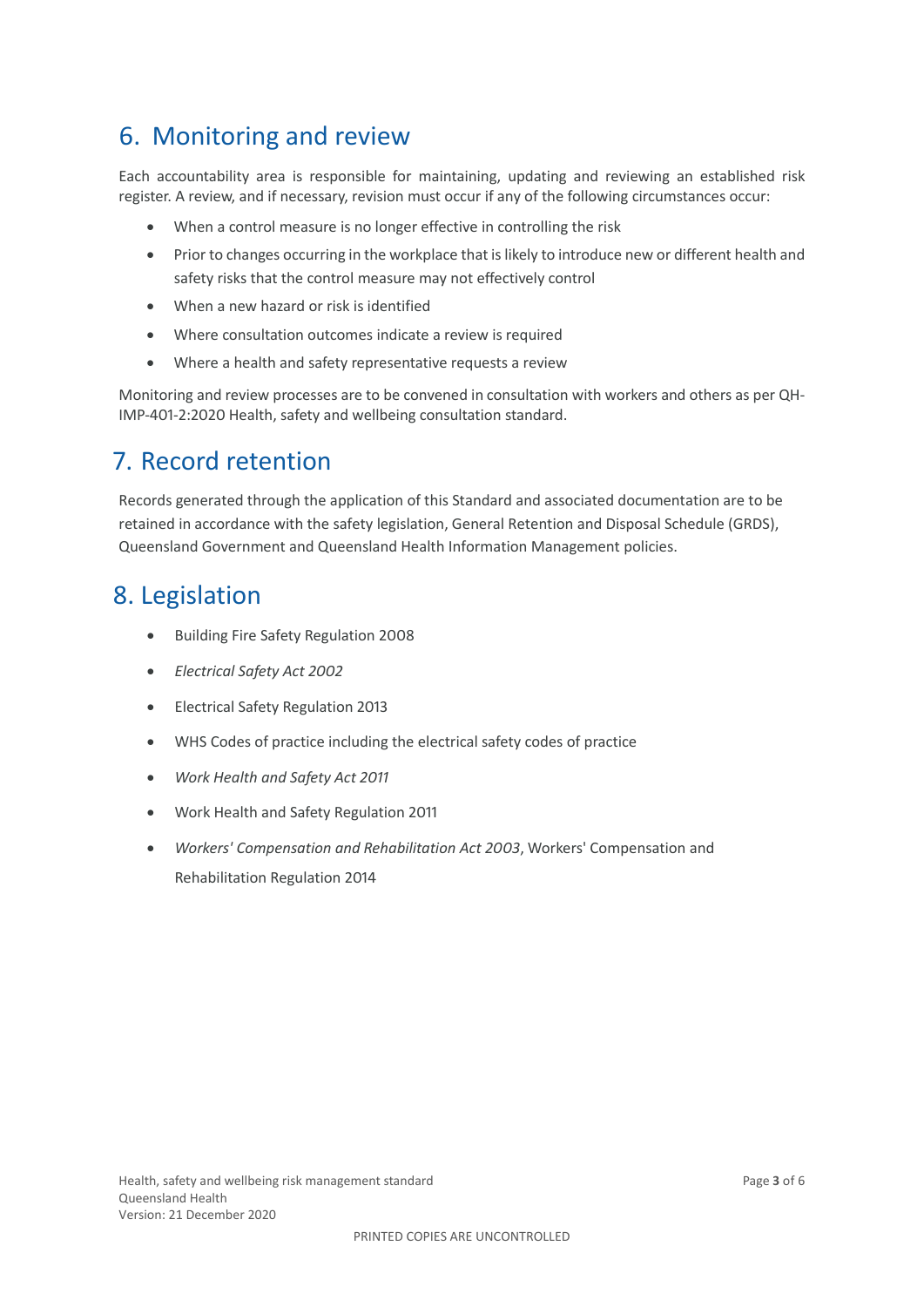## 6. Monitoring and review

Each accountability area is responsible for maintaining, updating and reviewing an established risk register. A review, and if necessary, revision must occur if any of the following circumstances occur:

- When a control measure is no longer effective in controlling the risk
- Prior to changes occurring in the workplace that is likely to introduce new or different health and safety risks that the control measure may not effectively control
- When a new hazard or risk is identified
- Where consultation outcomes indicate a review is required
- Where a health and safety representative requests a review

Monitoring and review processes are to be convened in consultation with workers and others as per QH-IMP-401-2:2020 Health, safety and wellbeing consultation standard.

## 7. Record retention

Records generated through the application of this Standard and associated documentation are to be retained in accordance with the safety legislation, General Retention and Disposal Schedule (GRDS), Queensland Government and Queensland Health Information Management policies.

## 8. Legislation

- Building Fire Safety Regulation 2008
- *Electrical Safety Act 2002*
- Electrical Safety Regulation 2013
- WHS Codes of practice including the electrical safety codes of practice
- *Work Health and Safety Act 2011*
- Work Health and Safety Regulation 2011
- *Workers' Compensation and Rehabilitation Act 2003*, Workers' Compensation and Rehabilitation Regulation 2014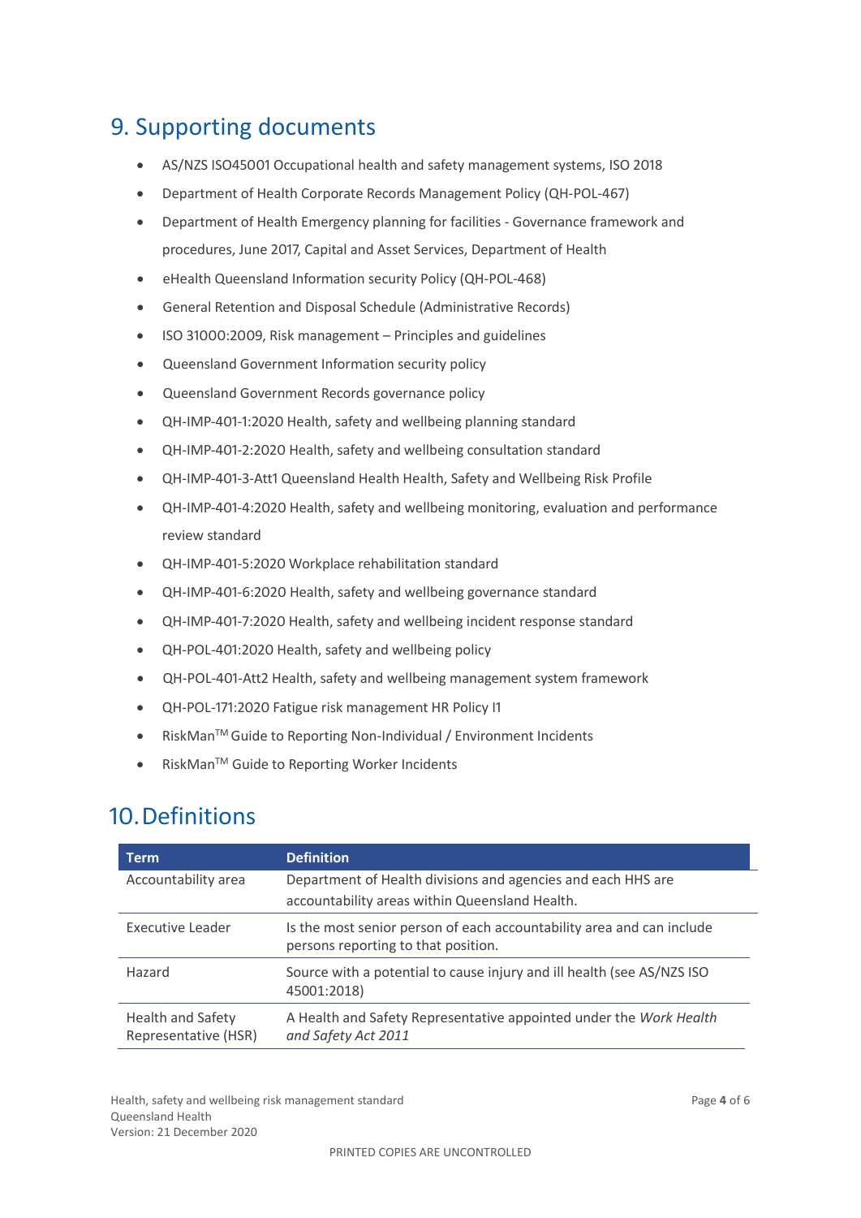## 9. Supporting documents

- AS/NZS ISO45001 Occupational health and safety management systems, ISO 2018
- Department of Health Corporate Records Management Policy (QH-POL-467)
- Department of Health Emergency planning for facilities - Governance framework and procedures, June 2017, Capital and Asset Services, Department of Health
- eHealth Queensland Information security Policy (QH-POL-468)
- General Retention and Disposal Schedule (Administrative Records)
- ISO 31000:2009, Risk management – Principles and guidelines
- Queensland Government Information security policy
- Queensland Government Records governance policy
- QH-IMP-401-1:2020 Health, safety and wellbeing planning standard
- QH-IMP-401-2:2020 Health, safety and wellbeing consultation standard
- QH-IMP-401-3-Att1 Queensland Health Health, Safety and Wellbeing Risk Profile
- QH-IMP-401-4:2020 Health, safety and wellbeing monitoring, evaluation and performance review standard
- QH-IMP-401-5:2020 Workplace rehabilitation standard
- QH-IMP-401-6:2020 Health, safety and wellbeing governance standard
- QH-IMP-401-7:2020 Health, safety and wellbeing incident response standard
- QH-POL-401:2020 Health, safety and wellbeing policy
- QH-POL-401-Att2 Health, safety and wellbeing management system framework
- QH-POL-171:2020 Fatigue risk management HR Policy I1
- RiskMan™ Guide to Reporting Non-Individual / Environment Incidents
- RiskMan™ Guide to Reporting Worker Incidents

## 10. Definitions

| Term | Definition |
|---|---|
| Accountability area | Department of Health divisions and agencies and each HHS are accountability areas within Queensland Health. |
| Executive Leader | Is the most senior person of each accountability area and can include persons reporting to that position. |
| Hazard | Source with a potential to cause injury and ill health (see AS/NZS ISO 45001:2018) |
| Health and Safety Representative (HSR) | A Health and Safety Representative appointed under the *Work Health and Safety Act 2011* |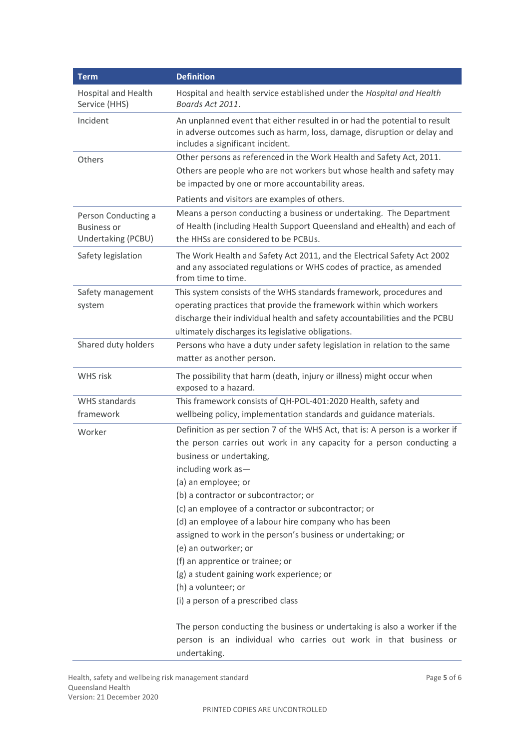| Term | Definition |
|---|---|
| Hospital and Health Service (HHS) | Hospital and health service established under the *Hospital and Health Boards Act 2011*. |
| Incident | An unplanned event that either resulted in or had the potential to result in adverse outcomes such as harm, loss, damage, disruption or delay and includes a significant incident. |
| Others | Other persons as referenced in the Work Health and Safety Act, 2011. Others are people who are not workers but whose health and safety may be impacted by one or more accountability areas.<br><br>Patients and visitors are examples of others. |
| Person Conducting a Business or Undertaking (PCBU) | Means a person conducting a business or undertaking. The Department of Health (including Health Support Queensland and eHealth) and each of the HHSs are considered to be PCBUs. |
| Safety legislation | The Work Health and Safety Act 2011, and the Electrical Safety Act 2002 and any associated regulations or WHS codes of practice, as amended from time to time. |
| Safety management system | This system consists of the WHS standards framework, procedures and operating practices that provide the framework within which workers discharge their individual health and safety accountabilities and the PCBU ultimately discharges its legislative obligations. |
| Shared duty holders | Persons who have a duty under safety legislation in relation to the same matter as another person. |
| WHS risk | The possibility that harm (death, injury or illness) might occur when exposed to a hazard. |
| WHS standards framework | This framework consists of QH-POL-401:2020 Health, safety and wellbeing policy, implementation standards and guidance materials. |
| Worker | Definition as per section 7 of the WHS Act, that is: A person is a worker if the person carries out work in any capacity for a person conducting a business or undertaking,<br>including work as—<br>(a) an employee; or<br>(b) a contractor or subcontractor; or<br>(c) an employee of a contractor or subcontractor; or<br>(d) an employee of a labour hire company who has been assigned to work in the person's business or undertaking; or<br>(e) an outworker; or<br>(f) an apprentice or trainee; or<br>(g) a student gaining work experience; or<br>(h) a volunteer; or<br>(i) a person of a prescribed class<br><br>The person conducting the business or undertaking is also a worker if the person is an individual who carries out work in that business or undertaking. |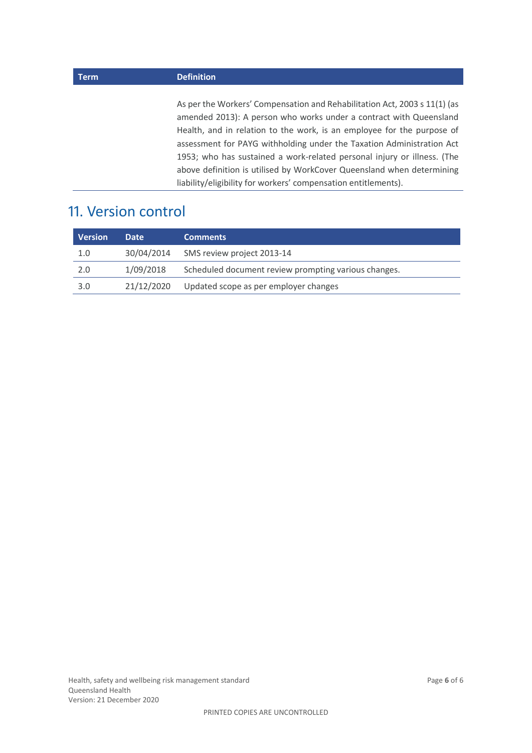| Term | Definition |
|---|---|
| | As per the Workers' Compensation and Rehabilitation Act, 2003 s 11(1) (as amended 2013): A person who works under a contract with Queensland Health, and in relation to the work, is an employee for the purpose of assessment for PAYG withholding under the Taxation Administration Act 1953; who has sustained a work-related personal injury or illness. (The above definition is utilised by WorkCover Queensland when determining liability/eligibility for workers' compensation entitlements). |

## 11. Version control

| Version | Date | Comments |
|---|---|---|
| 1.0 | 30/04/2014 | SMS review project 2013-14 |
| 2.0 | 1/09/2018 | Scheduled document review prompting various changes. |
| 3.0 | 21/12/2020 | Updated scope as per employer changes |